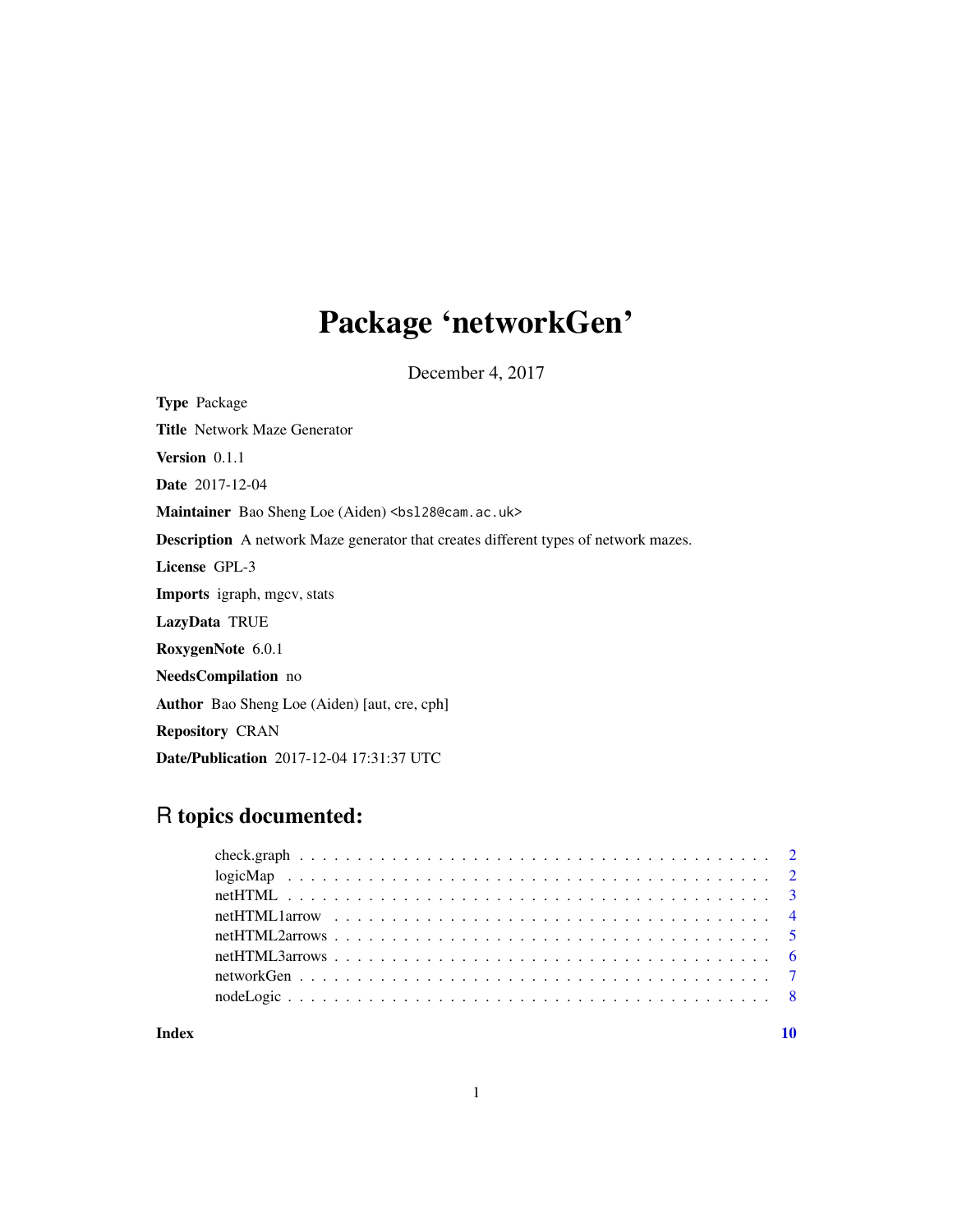# Package 'networkGen'

December 4, 2017

**Type** Package

**Title** Network Maze Generator

**Version** 0.1.1

**Date** 2017-12-04

**Maintainer** Bao Sheng Loe (Aiden) <bsl28@cam.ac.uk>

**Description** A network Maze generator that creates different types of network mazes.

**License** GPL-3

**Imports** igraph, mgcv, stats

**LazyData** TRUE

**RoxygenNote** 6.0.1

**NeedsCompilation** no

**Author** Bao Sheng Loe (Aiden) [aut, cre, cph]

**Repository** CRAN

**Date/Publication** 2017-12-04 17:31:37 UTC

## R topics documented:

- check.graph . . . . . . . . . . . . . . . . . . . . . . . . . . . . . . . . . . . . . . . . . 2
- logicMap . . . . . . . . . . . . . . . . . . . . . . . . . . . . . . . . . . . . . . . . . 2
- netHTML . . . . . . . . . . . . . . . . . . . . . . . . . . . . . . . . . . . . . . . . . 3
- netHTML1arrow . . . . . . . . . . . . . . . . . . . . . . . . . . . . . . . . . . . . . . . . . 4
- netHTML2arrows . . . . . . . . . . . . . . . . . . . . . . . . . . . . . . . . . . . . . . . . . 5
- netHTML3arrows . . . . . . . . . . . . . . . . . . . . . . . . . . . . . . . . . . . . . . . . . 6
- networkGen . . . . . . . . . . . . . . . . . . . . . . . . . . . . . . . . . . . . . . . . . 7
- nodeLogic . . . . . . . . . . . . . . . . . . . . . . . . . . . . . . . . . . . . . . . . . 8

**Index** 10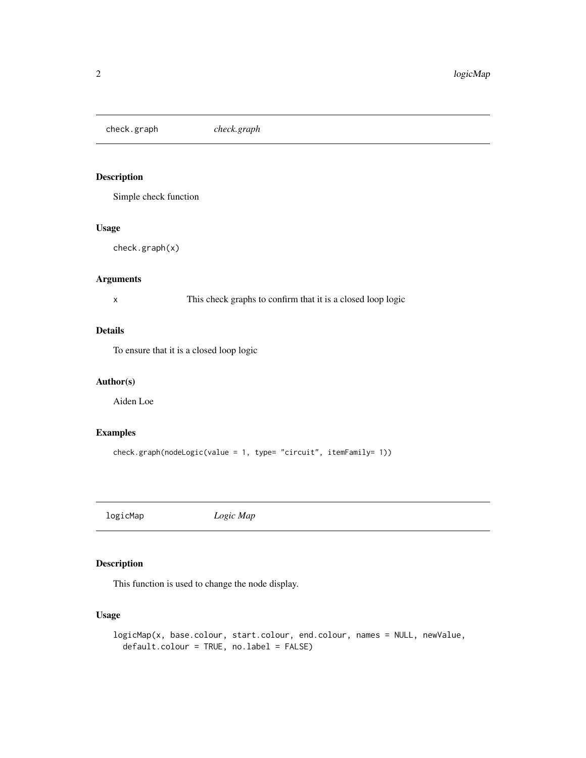## check.graph — *check.graph*

### Description

Simple check function

### Usage

```
check.graph(x)
```

### Arguments

| | |
|---|---|
| x | This check graphs to confirm that it is a closed loop logic |

### Details

To ensure that it is a closed loop logic

### Author(s)

Aiden Loe

### Examples

```
check.graph(nodeLogic(value = 1, type= "circuit", itemFamily= 1))
```

## logicMap — *Logic Map*

### Description

This function is used to change the node display.

### Usage

```
logicMap(x, base.colour, start.colour, end.colour, names = NULL, newValue,
  default.colour = TRUE, no.label = FALSE)
```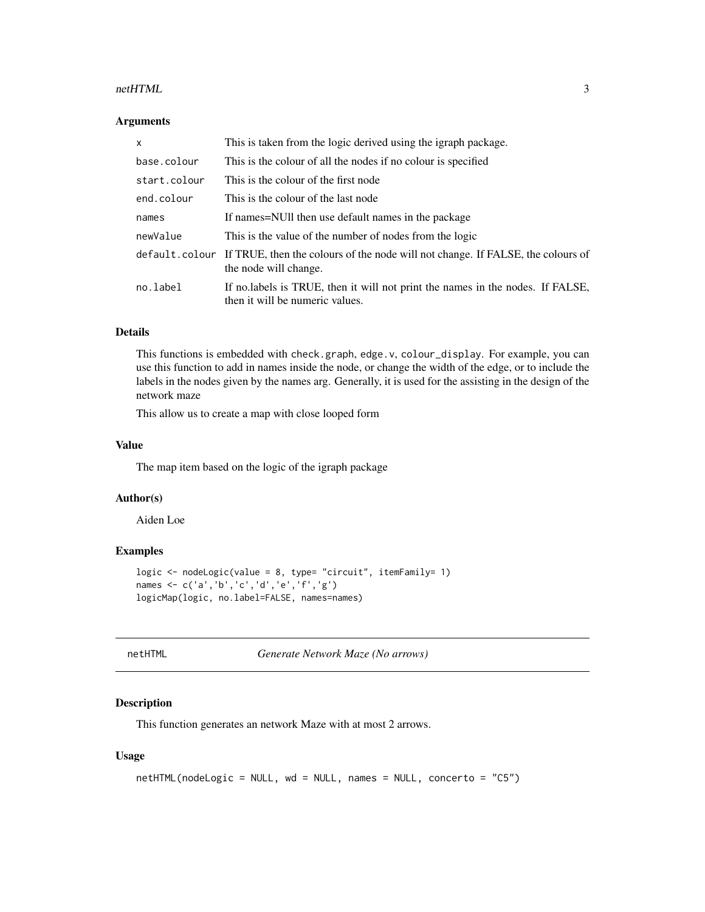### Arguments

| | |
|---|---|
| x | This is taken from the logic derived using the igraph package. |
| base.colour | This is the colour of all the nodes if no colour is specified |
| start.colour | This is the colour of the first node |
| end.colour | This is the colour of the last node |
| names | If names=NUll then use default names in the package |
| newValue | This is the value of the number of nodes from the logic |
| default.colour | If TRUE, then the colours of the node will not change. If FALSE, the colours of the node will change. |
| no.label | If no.labels is TRUE, then it will not print the names in the nodes. If FALSE, then it will be numeric values. |

### Details

This functions is embedded with check.graph, edge.v, colour_display. For example, you can use this function to add in names inside the node, or change the width of the edge, or to include the labels in the nodes given by the names arg. Generally, it is used for the assisting in the design of the network maze

This allow us to create a map with close looped form

### Value

The map item based on the logic of the igraph package

### Author(s)

Aiden Loe

### Examples

```
logic <- nodeLogic(value = 8, type= "circuit", itemFamily= 1)
names <- c('a','b','c','d','e','f','g')
logicMap(logic, no.label=FALSE, names=names)
```

---

## netHTML *Generate Network Maze (No arrows)*

### Description

This function generates an network Maze with at most 2 arrows.

### Usage

```
netHTML(nodeLogic = NULL, wd = NULL, names = NULL, concerto = "C5")
```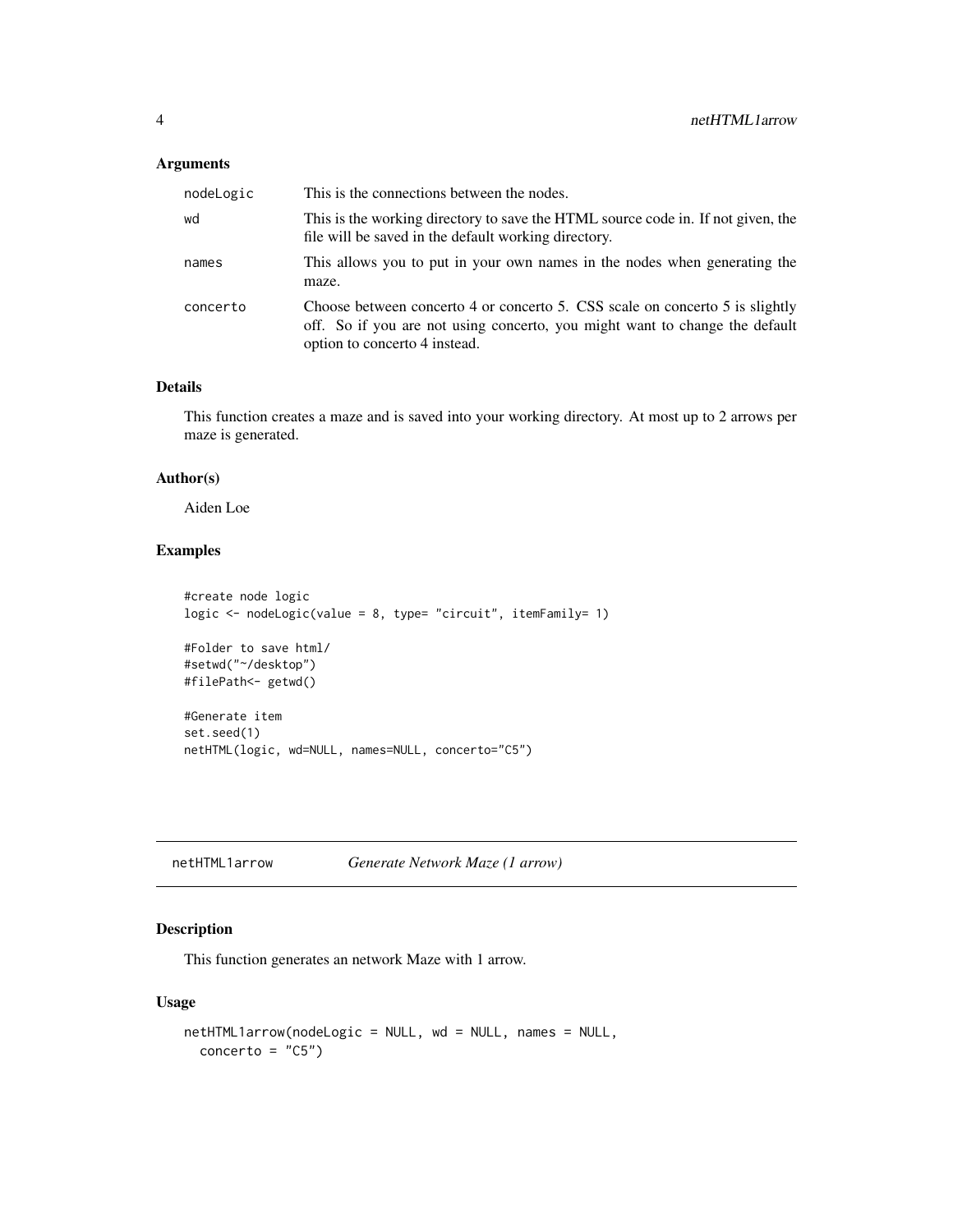### Arguments

| | |
|---|---|
| `nodeLogic` | This is the connections between the nodes. |
| `wd` | This is the working directory to save the HTML source code in. If not given, the file will be saved in the default working directory. |
| `names` | This allows you to put in your own names in the nodes when generating the maze. |
| `concerto` | Choose between concerto 4 or concerto 5. CSS scale on concerto 5 is slightly off. So if you are not using concerto, you might want to change the default option to concerto 4 instead. |

### Details

This function creates a maze and is saved into your working directory. At most up to 2 arrows per maze is generated.

### Author(s)

Aiden Loe

### Examples

```
#create node logic
logic <- nodeLogic(value = 8, type= "circuit", itemFamily= 1)

#Folder to save html/
#setwd("~/desktop")
#filePath<- getwd()

#Generate item
set.seed(1)
netHTML(logic, wd=NULL, names=NULL, concerto="C5")
```

---

## netHTML1arrow — *Generate Network Maze (1 arrow)*

### Description

This function generates an network Maze with 1 arrow.

### Usage

```
netHTML1arrow(nodeLogic = NULL, wd = NULL, names = NULL,
  concerto = "C5")
```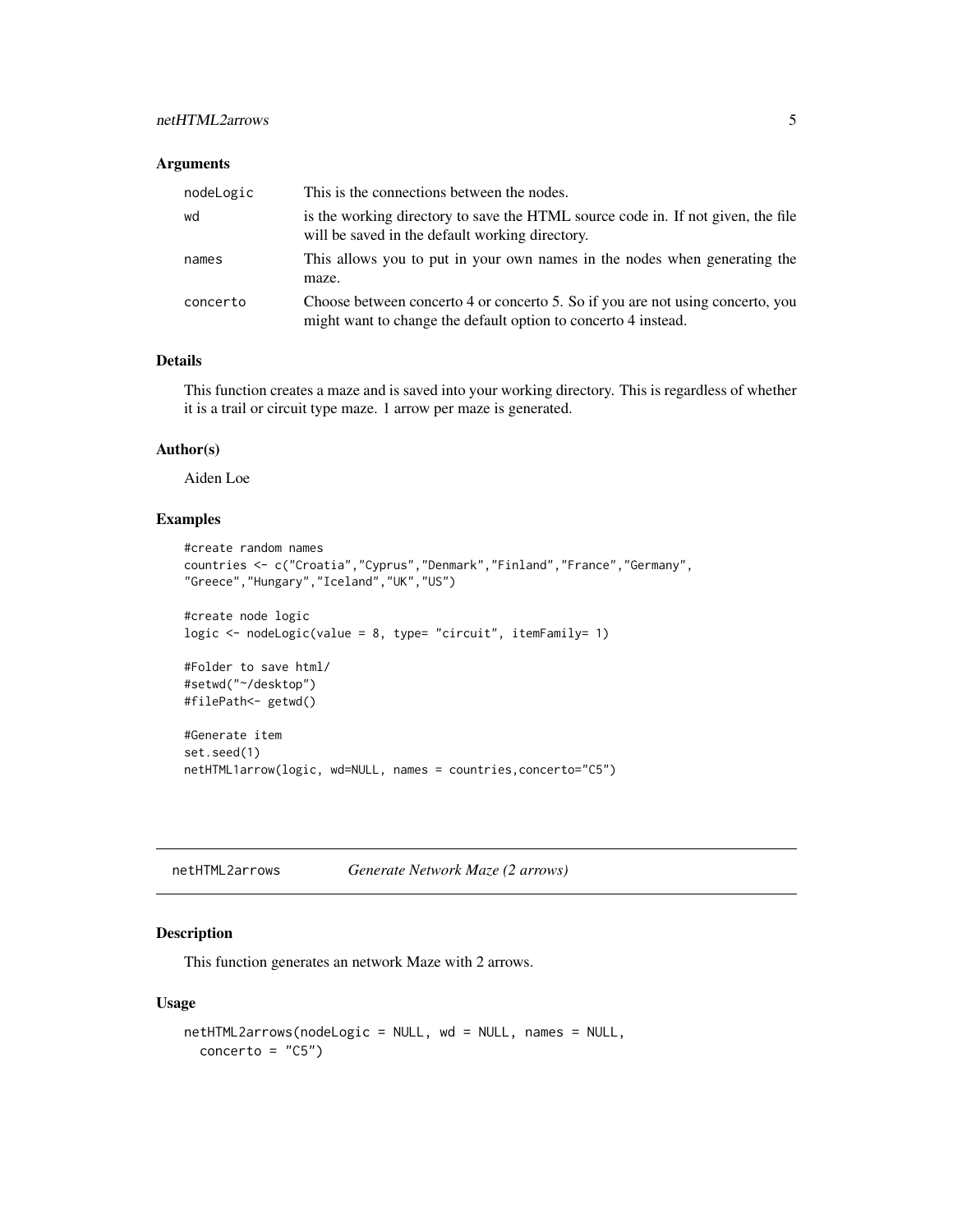### Arguments

| | |
|---|---|
| nodeLogic | This is the connections between the nodes. |
| wd | is the working directory to save the HTML source code in. If not given, the file will be saved in the default working directory. |
| names | This allows you to put in your own names in the nodes when generating the maze. |
| concerto | Choose between concerto 4 or concerto 5. So if you are not using concerto, you might want to change the default option to concerto 4 instead. |

### Details

This function creates a maze and is saved into your working directory. This is regardless of whether it is a trail or circuit type maze. 1 arrow per maze is generated.

### Author(s)

Aiden Loe

### Examples

```
#create random names
countries <- c("Croatia","Cyprus","Denmark","Finland","France","Germany",
"Greece","Hungary","Iceland","UK","US")

#create node logic
logic <- nodeLogic(value = 8, type= "circuit", itemFamily= 1)

#Folder to save html/
#setwd("~/desktop")
#filePath<- getwd()

#Generate item
set.seed(1)
netHTML1arrow(logic, wd=NULL, names = countries,concerto="C5")
```

---

## netHTML2arrows &nbsp;&nbsp;&nbsp; *Generate Network Maze (2 arrows)*

### Description

This function generates an network Maze with 2 arrows.

### Usage

```
netHTML2arrows(nodeLogic = NULL, wd = NULL, names = NULL,
  concerto = "C5")
```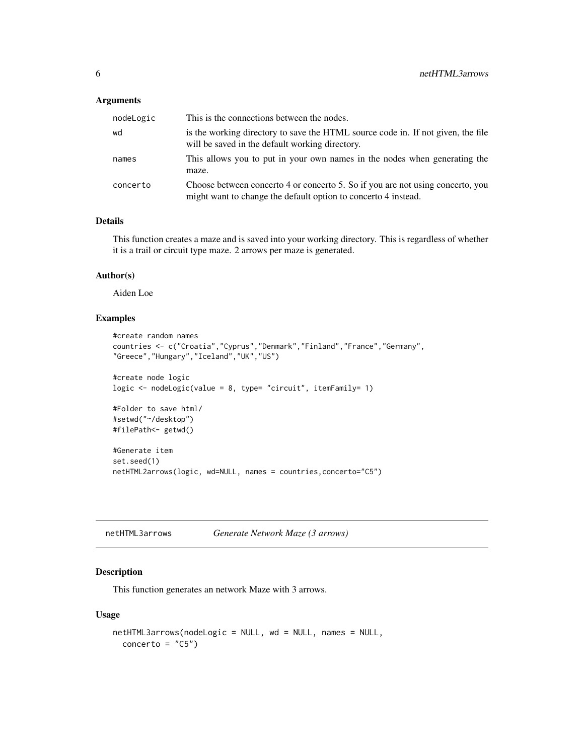### Arguments

| | |
|---|---|
| nodeLogic | This is the connections between the nodes. |
| wd | is the working directory to save the HTML source code in. If not given, the file will be saved in the default working directory. |
| names | This allows you to put in your own names in the nodes when generating the maze. |
| concerto | Choose between concerto 4 or concerto 5. So if you are not using concerto, you might want to change the default option to concerto 4 instead. |

### Details

This function creates a maze and is saved into your working directory. This is regardless of whether it is a trail or circuit type maze. 2 arrows per maze is generated.

### Author(s)

Aiden Loe

### Examples

```
#create random names
countries <- c("Croatia","Cyprus","Denmark","Finland","France","Germany",
"Greece","Hungary","Iceland","UK","US")

#create node logic
logic <- nodeLogic(value = 8, type= "circuit", itemFamily= 1)

#Folder to save html/
#setwd("~/desktop")
#filePath<- getwd()

#Generate item
set.seed(1)
netHTML2arrows(logic, wd=NULL, names = countries,concerto="C5")
```

---

## netHTML3arrows    *Generate Network Maze (3 arrows)*

### Description

This function generates an network Maze with 3 arrows.

### Usage

```
netHTML3arrows(nodeLogic = NULL, wd = NULL, names = NULL,
  concerto = "C5")
```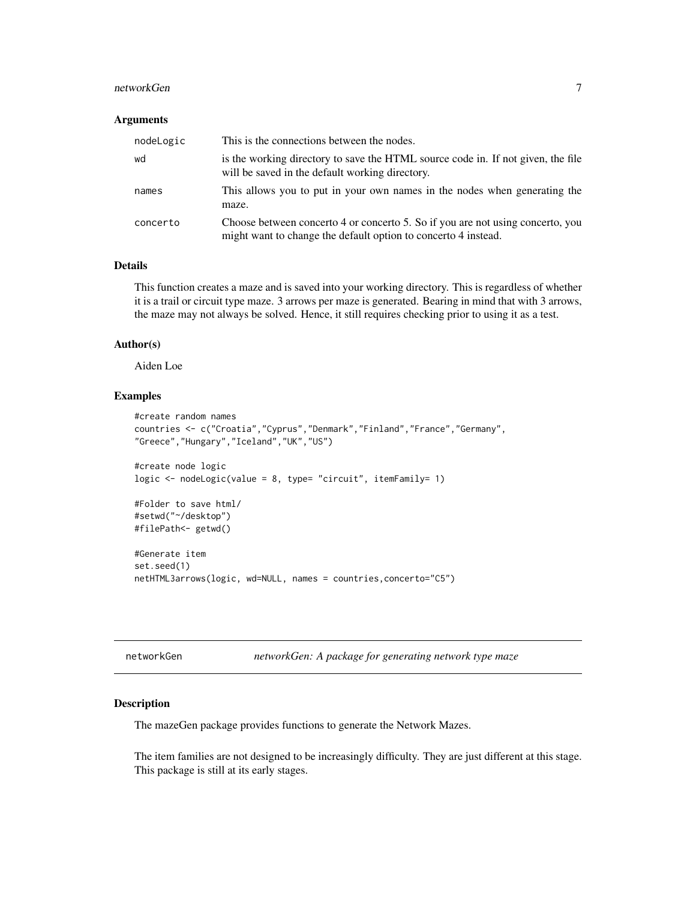### Arguments

| | |
|---|---|
| nodeLogic | This is the connections between the nodes. |
| wd | is the working directory to save the HTML source code in. If not given, the file will be saved in the default working directory. |
| names | This allows you to put in your own names in the nodes when generating the maze. |
| concerto | Choose between concerto 4 or concerto 5. So if you are not using concerto, you might want to change the default option to concerto 4 instead. |

### Details

This function creates a maze and is saved into your working directory. This is regardless of whether it is a trail or circuit type maze. 3 arrows per maze is generated. Bearing in mind that with 3 arrows, the maze may not always be solved. Hence, it still requires checking prior to using it as a test.

### Author(s)

Aiden Loe

### Examples

```
#create random names
countries <- c("Croatia","Cyprus","Denmark","Finland","France","Germany",
"Greece","Hungary","Iceland","UK","US")

#create node logic
logic <- nodeLogic(value = 8, type= "circuit", itemFamily= 1)

#Folder to save html/
#setwd("~/desktop")
#filePath<- getwd()

#Generate item
set.seed(1)
netHTML3arrows(logic, wd=NULL, names = countries,concerto="C5")
```

---

## networkGen — *networkGen: A package for generating network type maze*

### Description

The mazeGen package provides functions to generate the Network Mazes.

The item families are not designed to be increasingly difficulty. They are just different at this stage. This package is still at its early stages.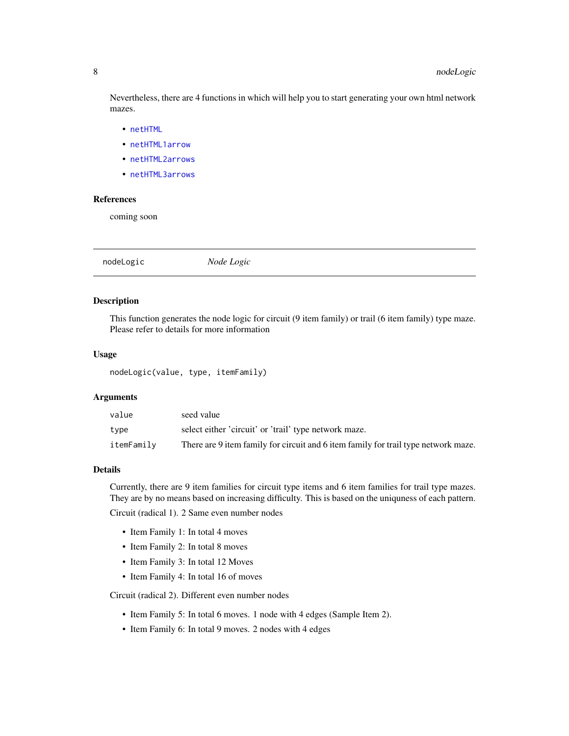Nevertheless, there are 4 functions in which will help you to start generating your own html network mazes.

- `netHTML`
- `netHTML1arrow`
- `netHTML2arrows`
- `netHTML3arrows`

### References

coming soon

---

## nodeLogic *Node Logic*

---

### Description

This function generates the node logic for circuit (9 item family) or trail (6 item family) type maze. Please refer to details for more information

### Usage

```
nodeLogic(value, type, itemFamily)
```

### Arguments

| | |
|---|---|
| `value` | seed value |
| `type` | select either 'circuit' or 'trail' type network maze. |
| `itemFamily` | There are 9 item family for circuit and 6 item family for trail type network maze. |

### Details

Currently, there are 9 item families for circuit type items and 6 item families for trail type mazes. They are by no means based on increasing difficulty. This is based on the uniquness of each pattern.

Circuit (radical 1). 2 Same even number nodes

- Item Family 1: In total 4 moves
- Item Family 2: In total 8 moves
- Item Family 3: In total 12 Moves
- Item Family 4: In total 16 of moves

Circuit (radical 2). Different even number nodes

- Item Family 5: In total 6 moves. 1 node with 4 edges (Sample Item 2).
- Item Family 6: In total 9 moves. 2 nodes with 4 edges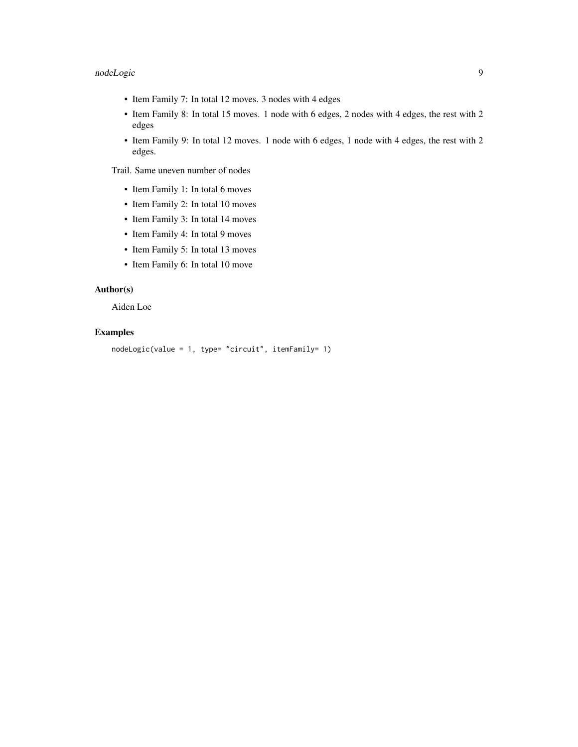- Item Family 7: In total 12 moves. 3 nodes with 4 edges
- Item Family 8: In total 15 moves. 1 node with 6 edges, 2 nodes with 4 edges, the rest with 2 edges
- Item Family 9: In total 12 moves. 1 node with 6 edges, 1 node with 4 edges, the rest with 2 edges.

Trail. Same uneven number of nodes

- Item Family 1: In total 6 moves
- Item Family 2: In total 10 moves
- Item Family 3: In total 14 moves
- Item Family 4: In total 9 moves
- Item Family 5: In total 13 moves
- Item Family 6: In total 10 move

### Author(s)

Aiden Loe

### Examples

```
nodeLogic(value = 1, type= "circuit", itemFamily= 1)
```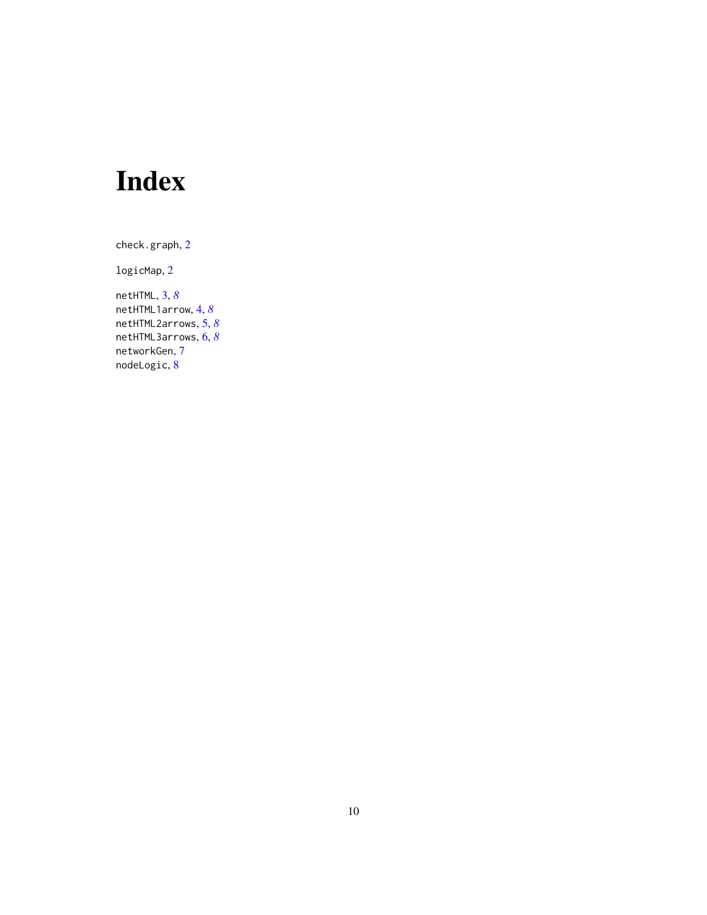# Index

check.graph, 2

logicMap, 2

netHTML, 3, *8*
netHTML1arrow, 4, *8*
netHTML2arrows, 5, *8*
netHTML3arrows, 6, *8*
networkGen, 7
nodeLogic, 8